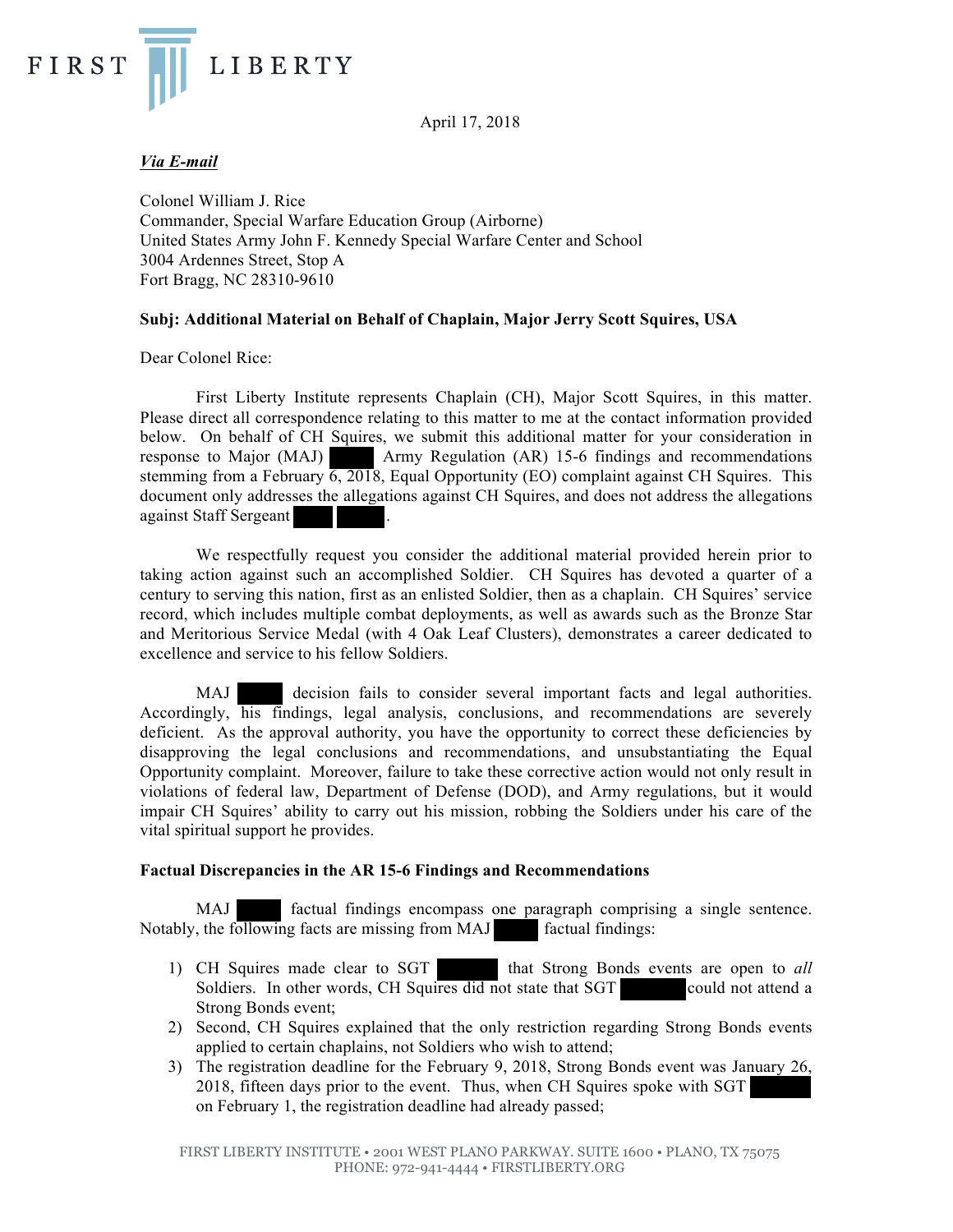FIRST LIBERTY

April 17, 2018

***Via E-mail***

Colonel William J. Rice
Commander, Special Warfare Education Group (Airborne)
United States Army John F. Kennedy Special Warfare Center and School
3004 Ardennes Street, Stop A
Fort Bragg, NC 28310-9610

**Subj: Additional Material on Behalf of Chaplain, Major Jerry Scott Squires, USA**

Dear Colonel Rice:

First Liberty Institute represents Chaplain (CH), Major Scott Squires, in this matter. Please direct all correspondence relating to this matter to me at the contact information provided below. On behalf of CH Squires, we submit this additional matter for your consideration in response to Major (MAJ) [REDACTED] Army Regulation (AR) 15-6 findings and recommendations stemming from a February 6, 2018, Equal Opportunity (EO) complaint against CH Squires. This document only addresses the allegations against CH Squires, and does not address the allegations against Staff Sergeant [REDACTED] [REDACTED].

We respectfully request you consider the additional material provided herein prior to taking action against such an accomplished Soldier. CH Squires has devoted a quarter of a century to serving this nation, first as an enlisted Soldier, then as a chaplain. CH Squires' service record, which includes multiple combat deployments, as well as awards such as the Bronze Star and Meritorious Service Medal (with 4 Oak Leaf Clusters), demonstrates a career dedicated to excellence and service to his fellow Soldiers.

MAJ [REDACTED] decision fails to consider several important facts and legal authorities. Accordingly, his findings, legal analysis, conclusions, and recommendations are severely deficient. As the approval authority, you have the opportunity to correct these deficiencies by disapproving the legal conclusions and recommendations, and unsubstantiating the Equal Opportunity complaint. Moreover, failure to take these corrective action would not only result in violations of federal law, Department of Defense (DOD), and Army regulations, but it would impair CH Squires' ability to carry out his mission, robbing the Soldiers under his care of the vital spiritual support he provides.

**Factual Discrepancies in the AR 15-6 Findings and Recommendations**

MAJ [REDACTED] factual findings encompass one paragraph comprising a single sentence. Notably, the following facts are missing from MAJ [REDACTED] factual findings:

1) CH Squires made clear to SGT [REDACTED] that Strong Bonds events are open to *all* Soldiers. In other words, CH Squires did not state that SGT [REDACTED] could not attend a Strong Bonds event;
2) Second, CH Squires explained that the only restriction regarding Strong Bonds events applied to certain chaplains, not Soldiers who wish to attend;
3) The registration deadline for the February 9, 2018, Strong Bonds event was January 26, 2018, fifteen days prior to the event. Thus, when CH Squires spoke with SGT [REDACTED] on February 1, the registration deadline had already passed;

FIRST LIBERTY INSTITUTE • 2001 WEST PLANO PARKWAY. SUITE 1600 • PLANO, TX 75075
PHONE: 972-941-4444 • FIRSTLIBERTY.ORG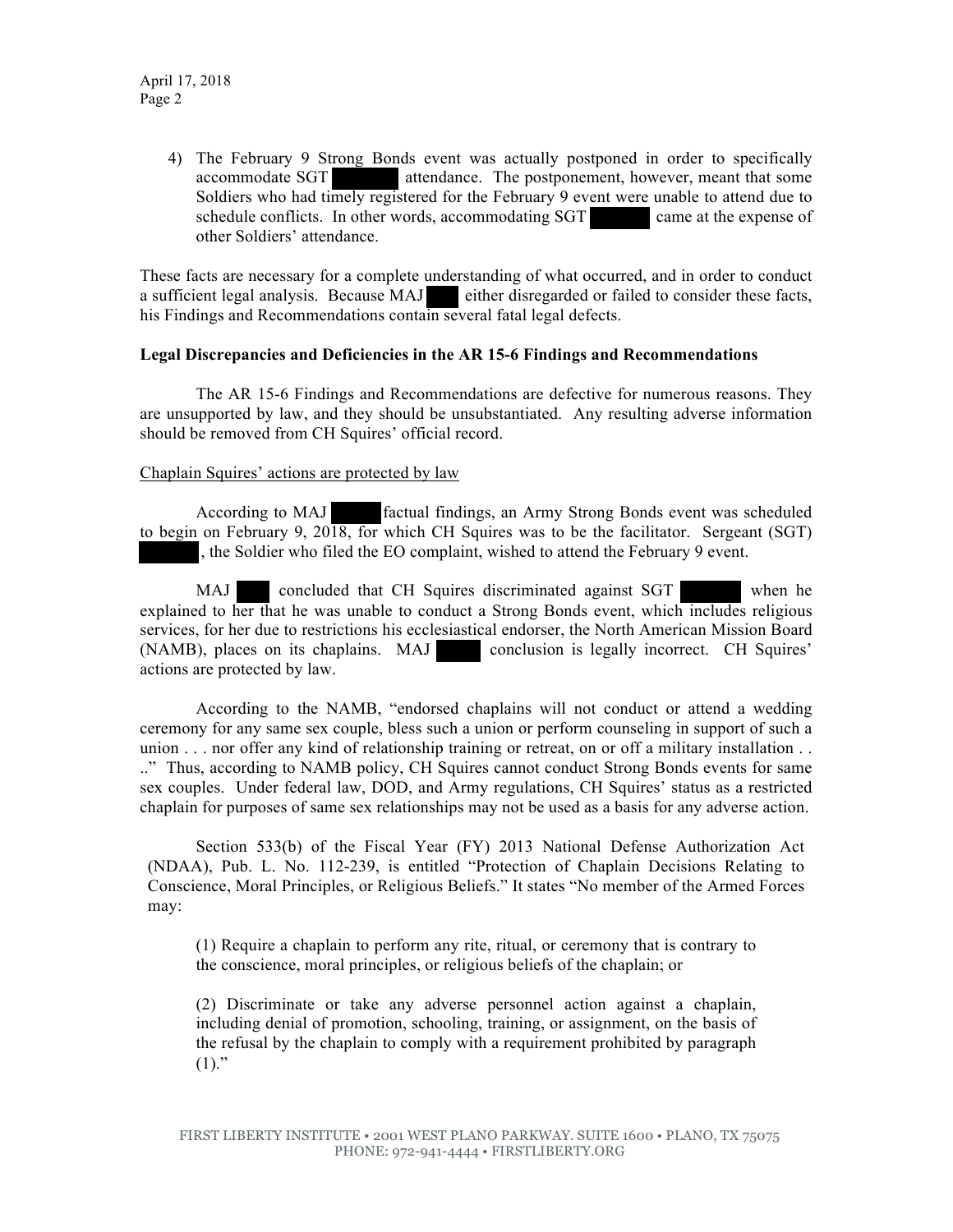4) The February 9 Strong Bonds event was actually postponed in order to specifically accommodate SGT [REDACTED] attendance. The postponement, however, meant that some Soldiers who had timely registered for the February 9 event were unable to attend due to schedule conflicts. In other words, accommodating SGT [REDACTED] came at the expense of other Soldiers' attendance.

These facts are necessary for a complete understanding of what occurred, and in order to conduct a sufficient legal analysis. Because MAJ [REDACTED] either disregarded or failed to consider these facts, his Findings and Recommendations contain several fatal legal defects.

**Legal Discrepancies and Deficiencies in the AR 15-6 Findings and Recommendations**

The AR 15-6 Findings and Recommendations are defective for numerous reasons. They are unsupported by law, and they should be unsubstantiated. Any resulting adverse information should be removed from CH Squires' official record.

Chaplain Squires' actions are protected by law

According to MAJ [REDACTED] factual findings, an Army Strong Bonds event was scheduled to begin on February 9, 2018, for which CH Squires was to be the facilitator. Sergeant (SGT) [REDACTED], the Soldier who filed the EO complaint, wished to attend the February 9 event.

MAJ [REDACTED] concluded that CH Squires discriminated against SGT [REDACTED] when he explained to her that he was unable to conduct a Strong Bonds event, which includes religious services, for her due to restrictions his ecclesiastical endorser, the North American Mission Board (NAMB), places on its chaplains. MAJ [REDACTED] conclusion is legally incorrect. CH Squires' actions are protected by law.

According to the NAMB, "endorsed chaplains will not conduct or attend a wedding ceremony for any same sex couple, bless such a union or perform counseling in support of such a union . . . nor offer any kind of relationship training or retreat, on or off a military installation . . .." Thus, according to NAMB policy, CH Squires cannot conduct Strong Bonds events for same sex couples. Under federal law, DOD, and Army regulations, CH Squires' status as a restricted chaplain for purposes of same sex relationships may not be used as a basis for any adverse action.

Section 533(b) of the Fiscal Year (FY) 2013 National Defense Authorization Act (NDAA), Pub. L. No. 112-239, is entitled "Protection of Chaplain Decisions Relating to Conscience, Moral Principles, or Religious Beliefs." It states "No member of the Armed Forces may:

> (1) Require a chaplain to perform any rite, ritual, or ceremony that is contrary to the conscience, moral principles, or religious beliefs of the chaplain; or
>
> (2) Discriminate or take any adverse personnel action against a chaplain, including denial of promotion, schooling, training, or assignment, on the basis of the refusal by the chaplain to comply with a requirement prohibited by paragraph (1)."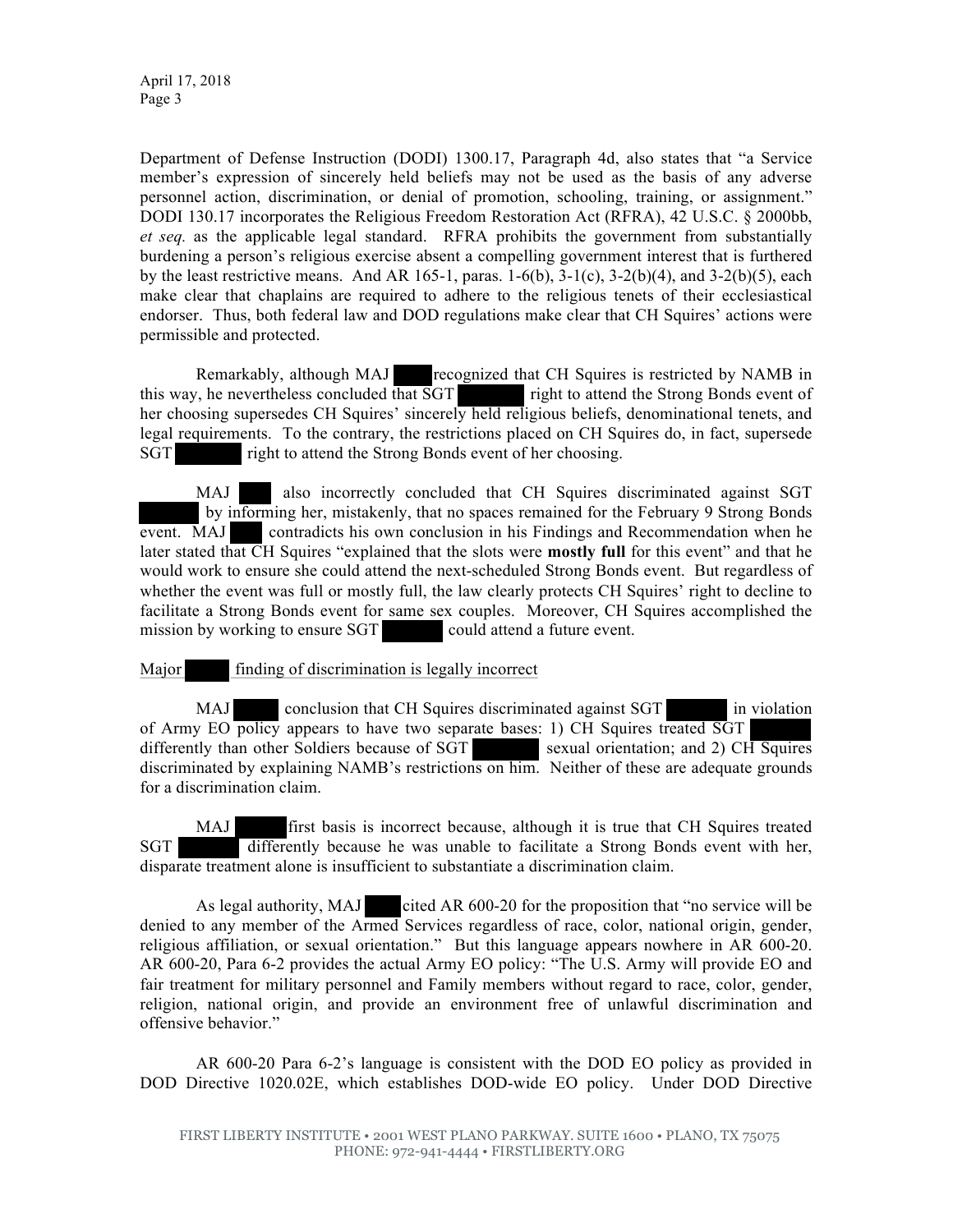Department of Defense Instruction (DODI) 1300.17, Paragraph 4d, also states that "a Service member's expression of sincerely held beliefs may not be used as the basis of any adverse personnel action, discrimination, or denial of promotion, schooling, training, or assignment." DODI 130.17 incorporates the Religious Freedom Restoration Act (RFRA), 42 U.S.C. § 2000bb, *et seq.* as the applicable legal standard. RFRA prohibits the government from substantially burdening a person's religious exercise absent a compelling government interest that is furthered by the least restrictive means. And AR 165-1, paras. 1-6(b), 3-1(c), 3-2(b)(4), and 3-2(b)(5), each make clear that chaplains are required to adhere to the religious tenets of their ecclesiastical endorser. Thus, both federal law and DOD regulations make clear that CH Squires' actions were permissible and protected.

Remarkably, although MAJ ███ recognized that CH Squires is restricted by NAMB in this way, he nevertheless concluded that SGT ███ right to attend the Strong Bonds event of her choosing supersedes CH Squires' sincerely held religious beliefs, denominational tenets, and legal requirements. To the contrary, the restrictions placed on CH Squires do, in fact, supersede SGT ███ right to attend the Strong Bonds event of her choosing.

MAJ ███ also incorrectly concluded that CH Squires discriminated against SGT ███ by informing her, mistakenly, that no spaces remained for the February 9 Strong Bonds event. MAJ ███ contradicts his own conclusion in his Findings and Recommendation when he later stated that CH Squires "explained that the slots were **mostly full** for this event" and that he would work to ensure she could attend the next-scheduled Strong Bonds event. But regardless of whether the event was full or mostly full, the law clearly protects CH Squires' right to decline to facilitate a Strong Bonds event for same sex couples. Moreover, CH Squires accomplished the mission by working to ensure SGT ███ could attend a future event.

Major ███ finding of discrimination is legally incorrect

MAJ ███ conclusion that CH Squires discriminated against SGT ███ in violation of Army EO policy appears to have two separate bases: 1) CH Squires treated SGT ███ differently than other Soldiers because of SGT ███ sexual orientation; and 2) CH Squires discriminated by explaining NAMB's restrictions on him. Neither of these are adequate grounds for a discrimination claim.

MAJ ███ first basis is incorrect because, although it is true that CH Squires treated SGT ███ differently because he was unable to facilitate a Strong Bonds event with her, disparate treatment alone is insufficient to substantiate a discrimination claim.

As legal authority, MAJ ███ cited AR 600-20 for the proposition that "no service will be denied to any member of the Armed Services regardless of race, color, national origin, gender, religious affiliation, or sexual orientation." But this language appears nowhere in AR 600-20. AR 600-20, Para 6-2 provides the actual Army EO policy: "The U.S. Army will provide EO and fair treatment for military personnel and Family members without regard to race, color, gender, religion, national origin, and provide an environment free of unlawful discrimination and offensive behavior."

AR 600-20 Para 6-2's language is consistent with the DOD EO policy as provided in DOD Directive 1020.02E, which establishes DOD-wide EO policy. Under DOD Directive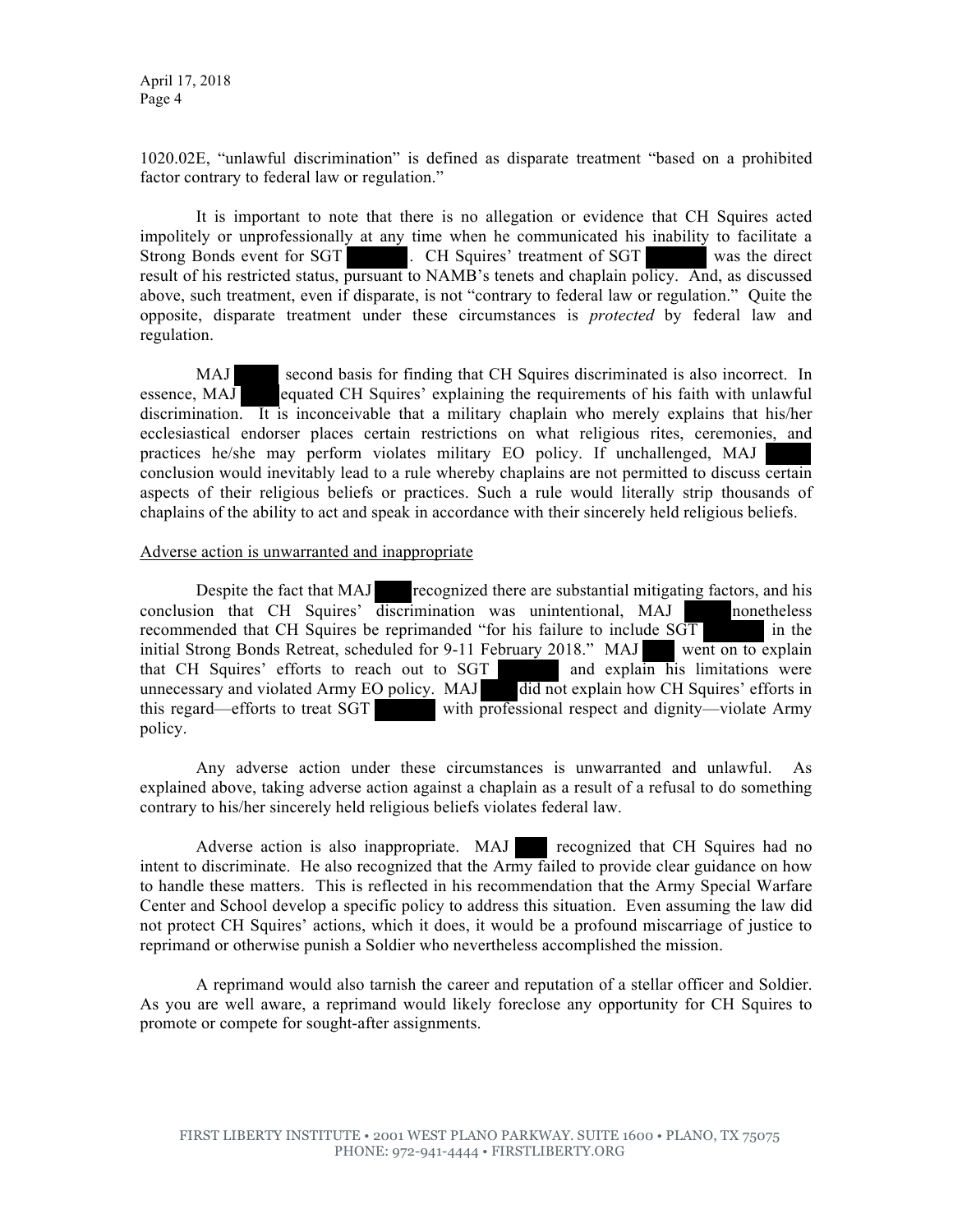1020.02E, "unlawful discrimination" is defined as disparate treatment "based on a prohibited factor contrary to federal law or regulation."

It is important to note that there is no allegation or evidence that CH Squires acted impolitely or unprofessionally at any time when he communicated his inability to facilitate a Strong Bonds event for SGT [redacted]. CH Squires' treatment of SGT [redacted] was the direct result of his restricted status, pursuant to NAMB's tenets and chaplain policy. And, as discussed above, such treatment, even if disparate, is not "contrary to federal law or regulation." Quite the opposite, disparate treatment under these circumstances is *protected* by federal law and regulation.

MAJ [redacted] second basis for finding that CH Squires discriminated is also incorrect. In essence, MAJ [redacted] equated CH Squires' explaining the requirements of his faith with unlawful discrimination. It is inconceivable that a military chaplain who merely explains that his/her ecclesiastical endorser places certain restrictions on what religious rites, ceremonies, and practices he/she may perform violates military EO policy. If unchallenged, MAJ [redacted] conclusion would inevitably lead to a rule whereby chaplains are not permitted to discuss certain aspects of their religious beliefs or practices. Such a rule would literally strip thousands of chaplains of the ability to act and speak in accordance with their sincerely held religious beliefs.

Adverse action is unwarranted and inappropriate

Despite the fact that MAJ [redacted] recognized there are substantial mitigating factors, and his conclusion that CH Squires' discrimination was unintentional, MAJ [redacted] nonetheless recommended that CH Squires be reprimanded "for his failure to include SGT [redacted] in the initial Strong Bonds Retreat, scheduled for 9-11 February 2018." MAJ [redacted] went on to explain that CH Squires' efforts to reach out to SGT [redacted] and explain his limitations were unnecessary and violated Army EO policy. MAJ [redacted] did not explain how CH Squires' efforts in this regard—efforts to treat SGT [redacted] with professional respect and dignity—violate Army policy.

Any adverse action under these circumstances is unwarranted and unlawful. As explained above, taking adverse action against a chaplain as a result of a refusal to do something contrary to his/her sincerely held religious beliefs violates federal law.

Adverse action is also inappropriate. MAJ [redacted] recognized that CH Squires had no intent to discriminate. He also recognized that the Army failed to provide clear guidance on how to handle these matters. This is reflected in his recommendation that the Army Special Warfare Center and School develop a specific policy to address this situation. Even assuming the law did not protect CH Squires' actions, which it does, it would be a profound miscarriage of justice to reprimand or otherwise punish a Soldier who nevertheless accomplished the mission.

A reprimand would also tarnish the career and reputation of a stellar officer and Soldier. As you are well aware, a reprimand would likely foreclose any opportunity for CH Squires to promote or compete for sought-after assignments.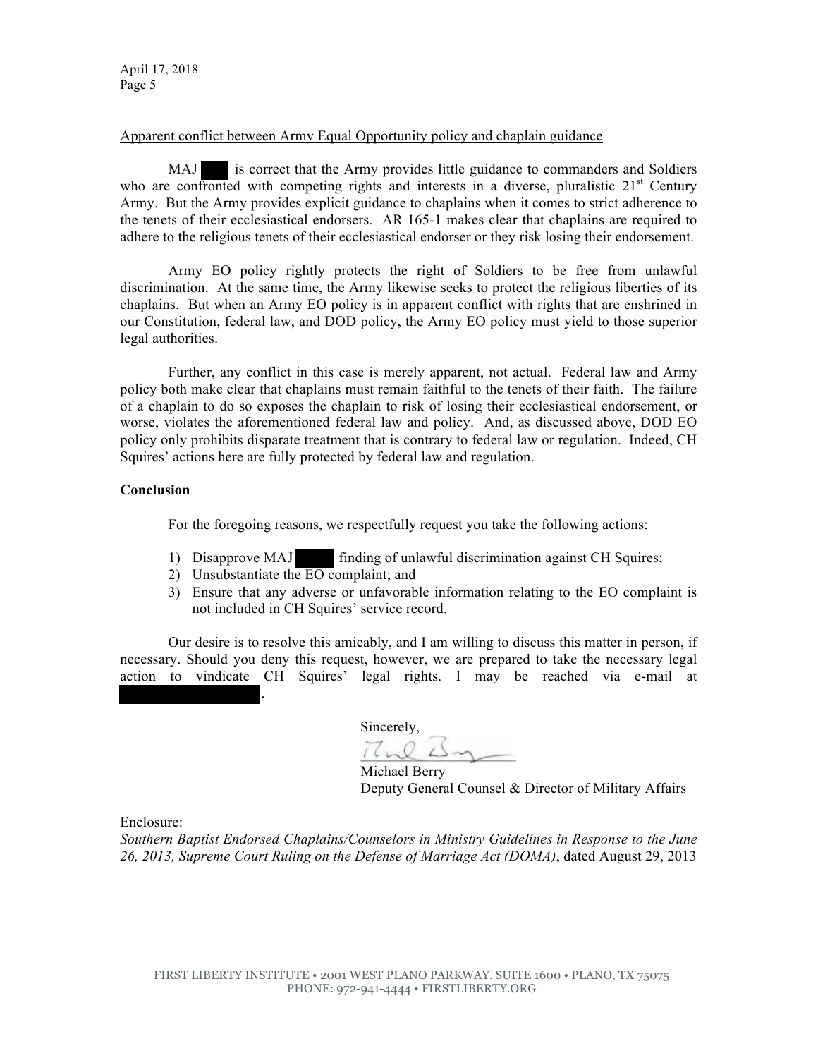Apparent conflict between Army Equal Opportunity policy and chaplain guidance

MAJ ███ is correct that the Army provides little guidance to commanders and Soldiers who are confronted with competing rights and interests in a diverse, pluralistic 21st Century Army. But the Army provides explicit guidance to chaplains when it comes to strict adherence to the tenets of their ecclesiastical endorsers. AR 165-1 makes clear that chaplains are required to adhere to the religious tenets of their ecclesiastical endorser or they risk losing their endorsement.

Army EO policy rightly protects the right of Soldiers to be free from unlawful discrimination. At the same time, the Army likewise seeks to protect the religious liberties of its chaplains. But when an Army EO policy is in apparent conflict with rights that are enshrined in our Constitution, federal law, and DOD policy, the Army EO policy must yield to those superior legal authorities.

Further, any conflict in this case is merely apparent, not actual. Federal law and Army policy both make clear that chaplains must remain faithful to the tenets of their faith. The failure of a chaplain to do so exposes the chaplain to risk of losing their ecclesiastical endorsement, or worse, violates the aforementioned federal law and policy. And, as discussed above, DOD EO policy only prohibits disparate treatment that is contrary to federal law or regulation. Indeed, CH Squires' actions here are fully protected by federal law and regulation.

**Conclusion**

For the foregoing reasons, we respectfully request you take the following actions:

1) Disapprove MAJ ███ finding of unlawful discrimination against CH Squires;
2) Unsubstantiate the EO complaint; and
3) Ensure that any adverse or unfavorable information relating to the EO complaint is not included in CH Squires' service record.

Our desire is to resolve this amicably, and I am willing to discuss this matter in person, if necessary. Should you deny this request, however, we are prepared to take the necessary legal action to vindicate CH Squires' legal rights. I may be reached via e-mail at ███████.

Sincerely,

Michael Berry
Deputy General Counsel & Director of Military Affairs

Enclosure:
*Southern Baptist Endorsed Chaplains/Counselors in Ministry Guidelines in Response to the June 26, 2013, Supreme Court Ruling on the Defense of Marriage Act (DOMA)*, dated August 29, 2013

FIRST LIBERTY INSTITUTE • 2001 WEST PLANO PARKWAY. SUITE 1600 • PLANO, TX 75075
PHONE: 972-941-4444 • FIRSTLIBERTY.ORG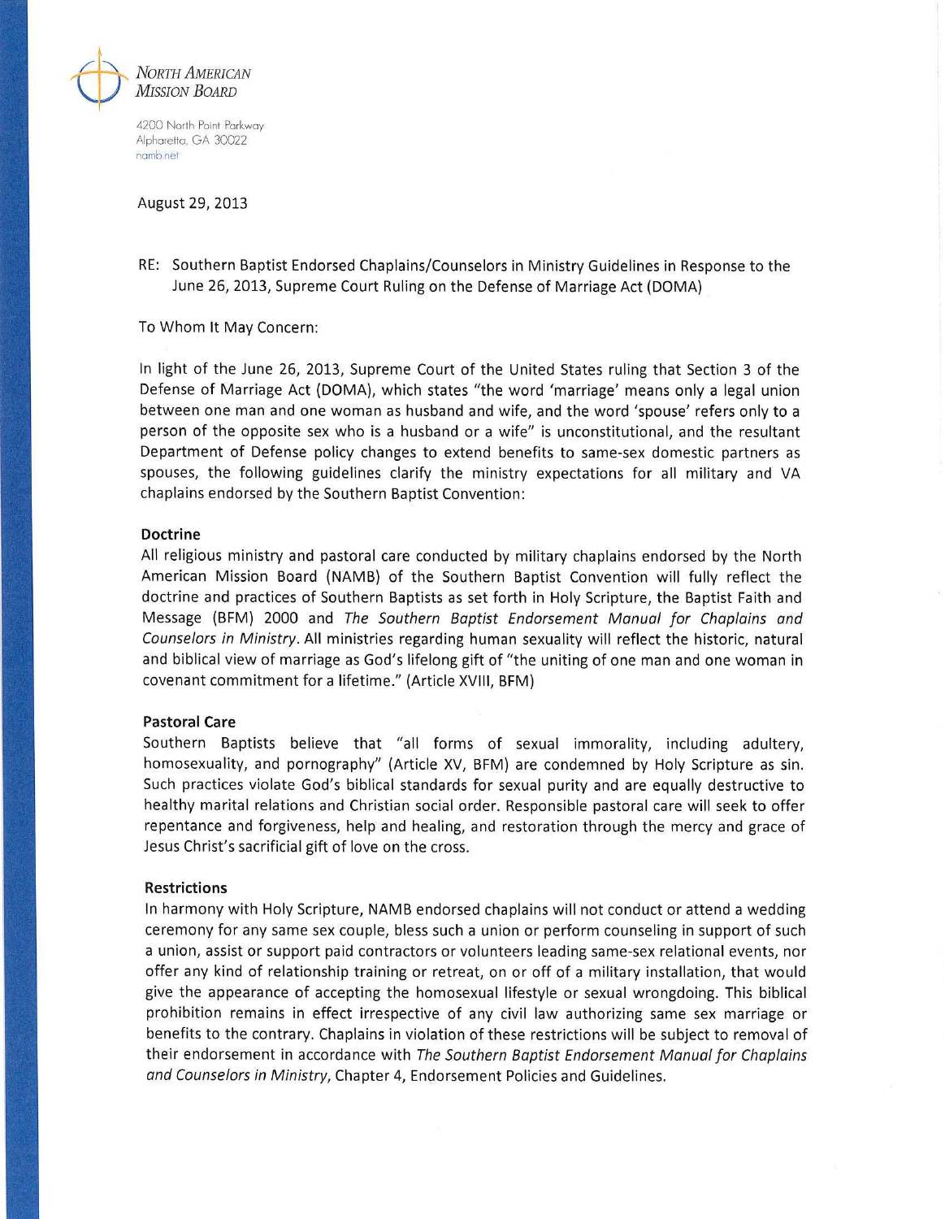NORTH AMERICAN MISSION BOARD

4200 North Point Parkway
Alpharetta, GA 30022
namb.net

August 29, 2013

RE: Southern Baptist Endorsed Chaplains/Counselors in Ministry Guidelines in Response to the June 26, 2013, Supreme Court Ruling on the Defense of Marriage Act (DOMA)

To Whom It May Concern:

In light of the June 26, 2013, Supreme Court of the United States ruling that Section 3 of the Defense of Marriage Act (DOMA), which states "the word 'marriage' means only a legal union between one man and one woman as husband and wife, and the word 'spouse' refers only to a person of the opposite sex who is a husband or a wife" is unconstitutional, and the resultant Department of Defense policy changes to extend benefits to same-sex domestic partners as spouses, the following guidelines clarify the ministry expectations for all military and VA chaplains endorsed by the Southern Baptist Convention:

**Doctrine**

All religious ministry and pastoral care conducted by military chaplains endorsed by the North American Mission Board (NAMB) of the Southern Baptist Convention will fully reflect the doctrine and practices of Southern Baptists as set forth in Holy Scripture, the Baptist Faith and Message (BFM) 2000 and *The Southern Baptist Endorsement Manual for Chaplains and Counselors in Ministry*. All ministries regarding human sexuality will reflect the historic, natural and biblical view of marriage as God's lifelong gift of "the uniting of one man and one woman in covenant commitment for a lifetime." (Article XVIII, BFM)

**Pastoral Care**

Southern Baptists believe that "all forms of sexual immorality, including adultery, homosexuality, and pornography" (Article XV, BFM) are condemned by Holy Scripture as sin. Such practices violate God's biblical standards for sexual purity and are equally destructive to healthy marital relations and Christian social order. Responsible pastoral care will seek to offer repentance and forgiveness, help and healing, and restoration through the mercy and grace of Jesus Christ's sacrificial gift of love on the cross.

**Restrictions**

In harmony with Holy Scripture, NAMB endorsed chaplains will not conduct or attend a wedding ceremony for any same sex couple, bless such a union or perform counseling in support of such a union, assist or support paid contractors or volunteers leading same-sex relational events, nor offer any kind of relationship training or retreat, on or off of a military installation, that would give the appearance of accepting the homosexual lifestyle or sexual wrongdoing. This biblical prohibition remains in effect irrespective of any civil law authorizing same sex marriage or benefits to the contrary. Chaplains in violation of these restrictions will be subject to removal of their endorsement in accordance with *The Southern Baptist Endorsement Manual for Chaplains and Counselors in Ministry*, Chapter 4, Endorsement Policies and Guidelines.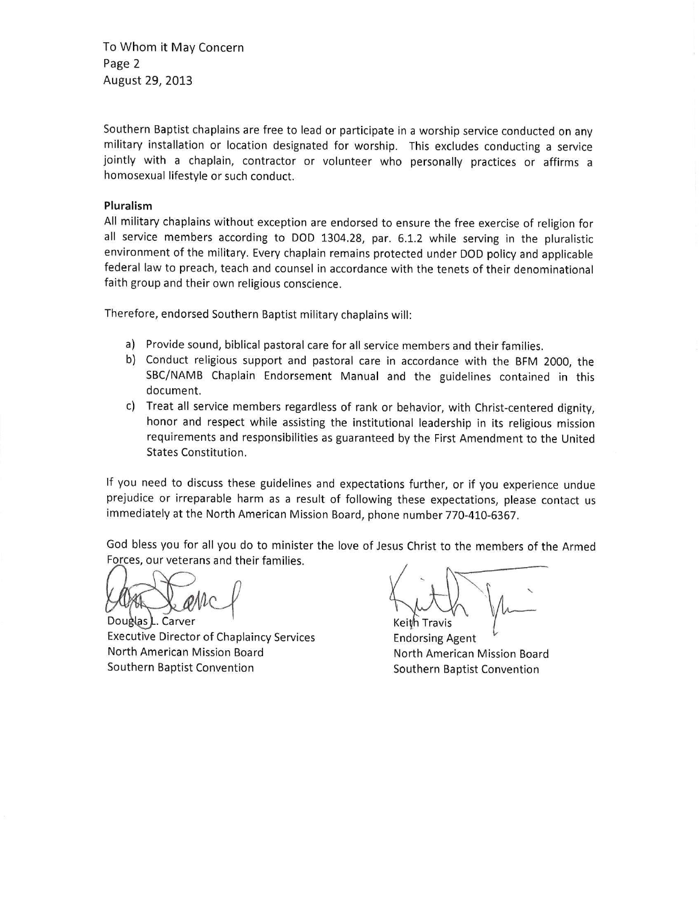To Whom it May Concern
Page 2
August 29, 2013

Southern Baptist chaplains are free to lead or participate in a worship service conducted on any military installation or location designated for worship. This excludes conducting a service jointly with a chaplain, contractor or volunteer who personally practices or affirms a homosexual lifestyle or such conduct.

**Pluralism**

All military chaplains without exception are endorsed to ensure the free exercise of religion for all service members according to DOD 1304.28, par. 6.1.2 while serving in the pluralistic environment of the military. Every chaplain remains protected under DOD policy and applicable federal law to preach, teach and counsel in accordance with the tenets of their denominational faith group and their own religious conscience.

Therefore, endorsed Southern Baptist military chaplains will:

a) Provide sound, biblical pastoral care for all service members and their families.
b) Conduct religious support and pastoral care in accordance with the BFM 2000, the SBC/NAMB Chaplain Endorsement Manual and the guidelines contained in this document.
c) Treat all service members regardless of rank or behavior, with Christ-centered dignity, honor and respect while assisting the institutional leadership in its religious mission requirements and responsibilities as guaranteed by the First Amendment to the United States Constitution.

If you need to discuss these guidelines and expectations further, or if you experience undue prejudice or irreparable harm as a result of following these expectations, please contact us immediately at the North American Mission Board, phone number 770-410-6367.

God bless you for all you do to minister the love of Jesus Christ to the members of the Armed Forces, our veterans and their families.

Douglas L. Carver
Executive Director of Chaplaincy Services
North American Mission Board
Southern Baptist Convention

Keith Travis
Endorsing Agent
North American Mission Board
Southern Baptist Convention